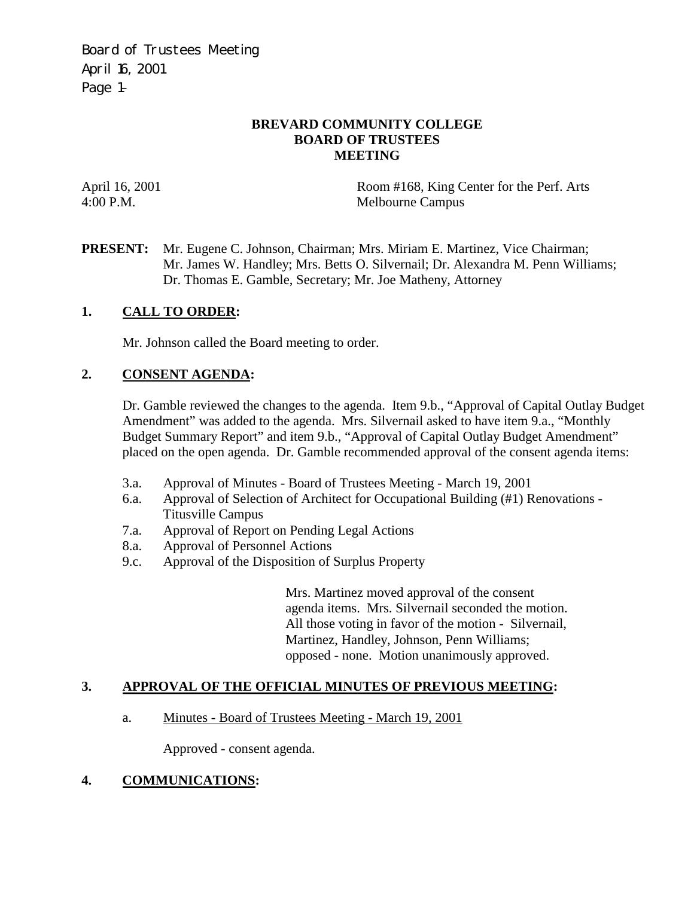**BREVARD COMMUNITY COLLEGE**
**BOARD OF TRUSTEES**
**MEETING**

April 16, 2001 — Room #168, King Center for the Perf. Arts
4:00 P.M. — Melbourne Campus

**PRESENT:** Mr. Eugene C. Johnson, Chairman; Mrs. Miriam E. Martinez, Vice Chairman; Mr. James W. Handley; Mrs. Betts O. Silvernail; Dr. Alexandra M. Penn Williams; Dr. Thomas E. Gamble, Secretary; Mr. Joe Matheny, Attorney

## 1. CALL TO ORDER:

Mr. Johnson called the Board meeting to order.

## 2. CONSENT AGENDA:

Dr. Gamble reviewed the changes to the agenda. Item 9.b., "Approval of Capital Outlay Budget Amendment" was added to the agenda. Mrs. Silvernail asked to have item 9.a., "Monthly Budget Summary Report" and item 9.b., "Approval of Capital Outlay Budget Amendment" placed on the open agenda. Dr. Gamble recommended approval of the consent agenda items:

- 3.a. Approval of Minutes - Board of Trustees Meeting - March 19, 2001
- 6.a. Approval of Selection of Architect for Occupational Building (#1) Renovations - Titusville Campus
- 7.a. Approval of Report on Pending Legal Actions
- 8.a. Approval of Personnel Actions
- 9.c. Approval of the Disposition of Surplus Property

Mrs. Martinez moved approval of the consent agenda items. Mrs. Silvernail seconded the motion. All those voting in favor of the motion - Silvernail, Martinez, Handley, Johnson, Penn Williams; opposed - none. Motion unanimously approved.

## 3. APPROVAL OF THE OFFICIAL MINUTES OF PREVIOUS MEETING:

a. Minutes - Board of Trustees Meeting - March 19, 2001

Approved - consent agenda.

## 4. COMMUNICATIONS: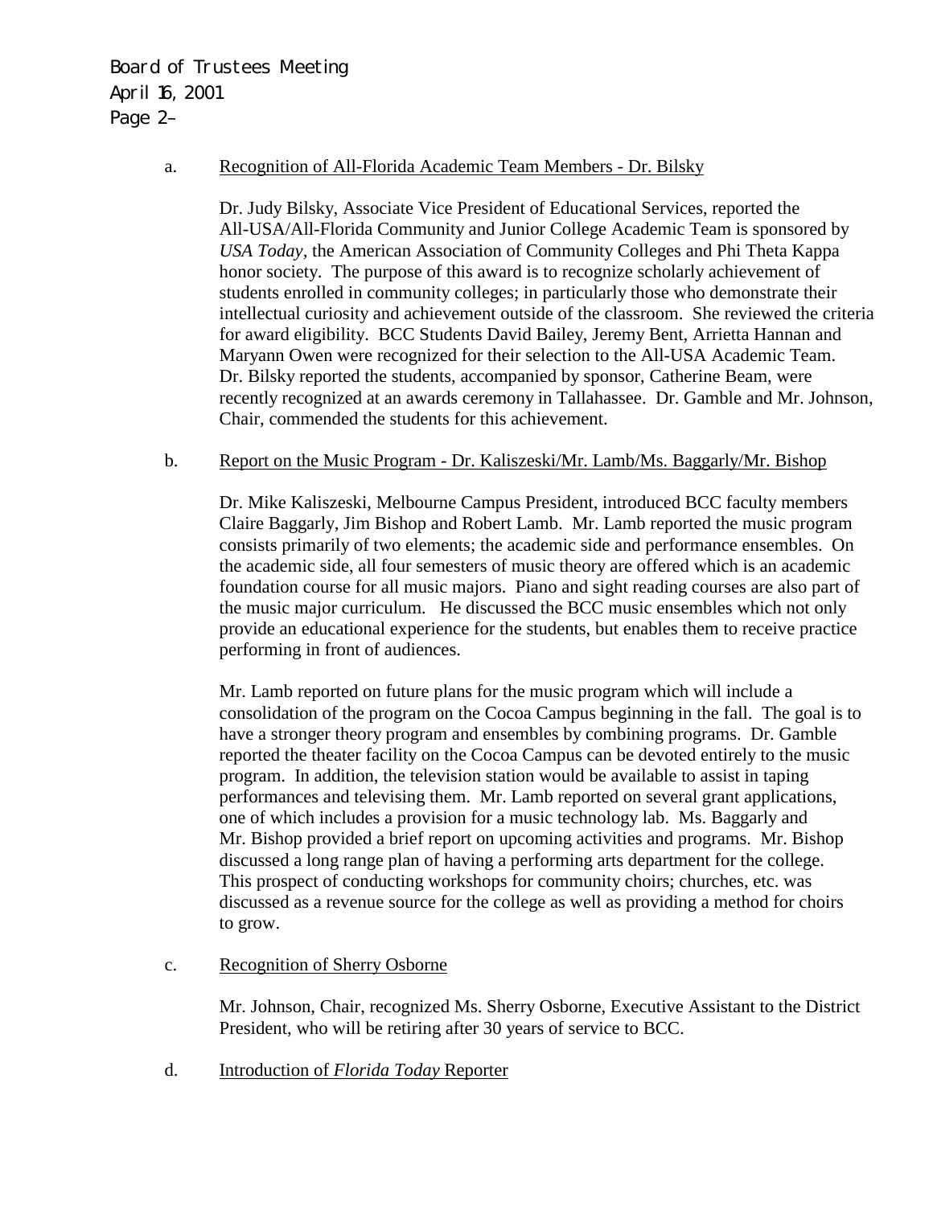a. Recognition of All-Florida Academic Team Members - Dr. Bilsky

Dr. Judy Bilsky, Associate Vice President of Educational Services, reported the All-USA/All-Florida Community and Junior College Academic Team is sponsored by *USA Today*, the American Association of Community Colleges and Phi Theta Kappa honor society. The purpose of this award is to recognize scholarly achievement of students enrolled in community colleges; in particularly those who demonstrate their intellectual curiosity and achievement outside of the classroom. She reviewed the criteria for award eligibility. BCC Students David Bailey, Jeremy Bent, Arrietta Hannan and Maryann Owen were recognized for their selection to the All-USA Academic Team. Dr. Bilsky reported the students, accompanied by sponsor, Catherine Beam, were recently recognized at an awards ceremony in Tallahassee. Dr. Gamble and Mr. Johnson, Chair, commended the students for this achievement.

b. Report on the Music Program - Dr. Kaliszeski/Mr. Lamb/Ms. Baggarly/Mr. Bishop

Dr. Mike Kaliszeski, Melbourne Campus President, introduced BCC faculty members Claire Baggarly, Jim Bishop and Robert Lamb. Mr. Lamb reported the music program consists primarily of two elements; the academic side and performance ensembles. On the academic side, all four semesters of music theory are offered which is an academic foundation course for all music majors. Piano and sight reading courses are also part of the music major curriculum. He discussed the BCC music ensembles which not only provide an educational experience for the students, but enables them to receive practice performing in front of audiences.

Mr. Lamb reported on future plans for the music program which will include a consolidation of the program on the Cocoa Campus beginning in the fall. The goal is to have a stronger theory program and ensembles by combining programs. Dr. Gamble reported the theater facility on the Cocoa Campus can be devoted entirely to the music program. In addition, the television station would be available to assist in taping performances and televising them. Mr. Lamb reported on several grant applications, one of which includes a provision for a music technology lab. Ms. Baggarly and Mr. Bishop provided a brief report on upcoming activities and programs. Mr. Bishop discussed a long range plan of having a performing arts department for the college. This prospect of conducting workshops for community choirs; churches, etc. was discussed as a revenue source for the college as well as providing a method for choirs to grow.

c. Recognition of Sherry Osborne

Mr. Johnson, Chair, recognized Ms. Sherry Osborne, Executive Assistant to the District President, who will be retiring after 30 years of service to BCC.

d. Introduction of *Florida Today* Reporter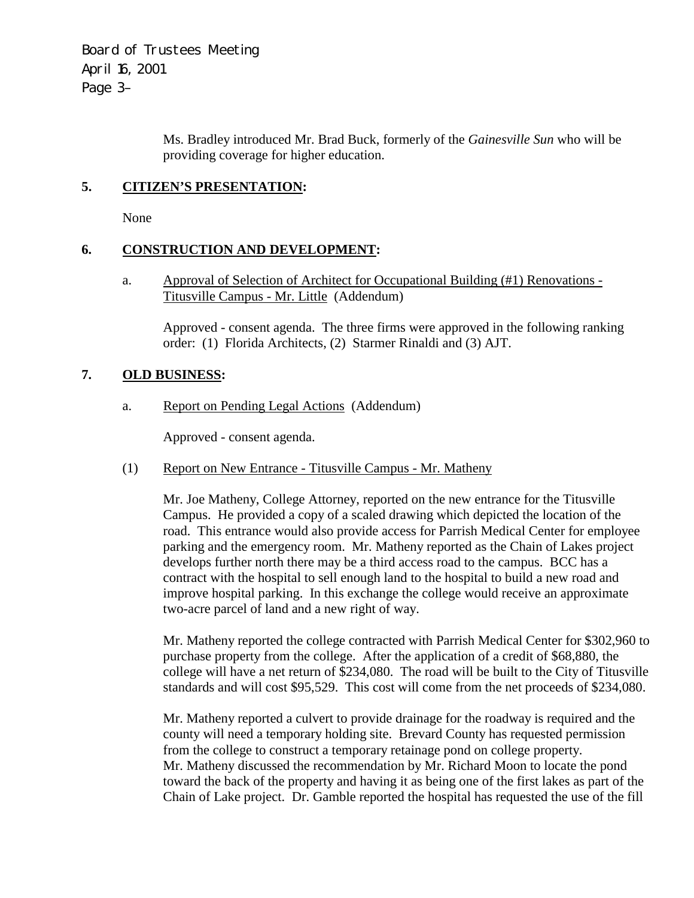Ms. Bradley introduced Mr. Brad Buck, formerly of the *Gainesville Sun* who will be providing coverage for higher education.

## 5. CITIZEN'S PRESENTATION:

None

## 6. CONSTRUCTION AND DEVELOPMENT:

a. Approval of Selection of Architect for Occupational Building (#1) Renovations - Titusville Campus - Mr. Little (Addendum)

Approved - consent agenda. The three firms were approved in the following ranking order: (1) Florida Architects, (2) Starmer Rinaldi and (3) AJT.

## 7. OLD BUSINESS:

a. Report on Pending Legal Actions (Addendum)

Approved - consent agenda.

(1) Report on New Entrance - Titusville Campus - Mr. Matheny

Mr. Joe Matheny, College Attorney, reported on the new entrance for the Titusville Campus. He provided a copy of a scaled drawing which depicted the location of the road. This entrance would also provide access for Parrish Medical Center for employee parking and the emergency room. Mr. Matheny reported as the Chain of Lakes project develops further north there may be a third access road to the campus. BCC has a contract with the hospital to sell enough land to the hospital to build a new road and improve hospital parking. In this exchange the college would receive an approximate two-acre parcel of land and a new right of way.

Mr. Matheny reported the college contracted with Parrish Medical Center for $302,960 to purchase property from the college. After the application of a credit of $68,880, the college will have a net return of $234,080. The road will be built to the City of Titusville standards and will cost $95,529. This cost will come from the net proceeds of $234,080.

Mr. Matheny reported a culvert to provide drainage for the roadway is required and the county will need a temporary holding site. Brevard County has requested permission from the college to construct a temporary retainage pond on college property. Mr. Matheny discussed the recommendation by Mr. Richard Moon to locate the pond toward the back of the property and having it as being one of the first lakes as part of the Chain of Lake project. Dr. Gamble reported the hospital has requested the use of the fill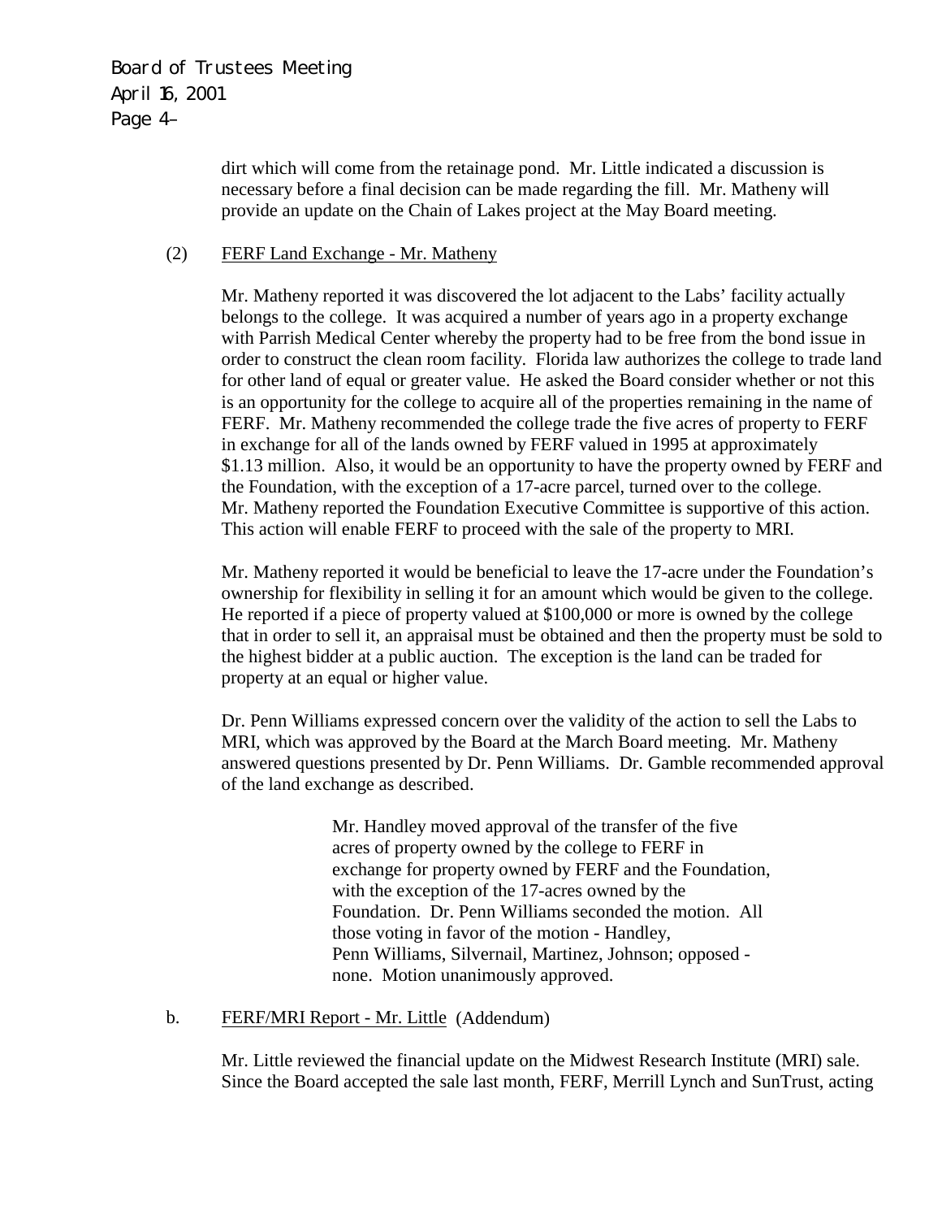dirt which will come from the retainage pond. Mr. Little indicated a discussion is necessary before a final decision can be made regarding the fill. Mr. Matheny will provide an update on the Chain of Lakes project at the May Board meeting.

(2) FERF Land Exchange - Mr. Matheny

Mr. Matheny reported it was discovered the lot adjacent to the Labs' facility actually belongs to the college. It was acquired a number of years ago in a property exchange with Parrish Medical Center whereby the property had to be free from the bond issue in order to construct the clean room facility. Florida law authorizes the college to trade land for other land of equal or greater value. He asked the Board consider whether or not this is an opportunity for the college to acquire all of the properties remaining in the name of FERF. Mr. Matheny recommended the college trade the five acres of property to FERF in exchange for all of the lands owned by FERF valued in 1995 at approximately $1.13 million. Also, it would be an opportunity to have the property owned by FERF and the Foundation, with the exception of a 17-acre parcel, turned over to the college. Mr. Matheny reported the Foundation Executive Committee is supportive of this action. This action will enable FERF to proceed with the sale of the property to MRI.

Mr. Matheny reported it would be beneficial to leave the 17-acre under the Foundation's ownership for flexibility in selling it for an amount which would be given to the college. He reported if a piece of property valued at $100,000 or more is owned by the college that in order to sell it, an appraisal must be obtained and then the property must be sold to the highest bidder at a public auction. The exception is the land can be traded for property at an equal or higher value.

Dr. Penn Williams expressed concern over the validity of the action to sell the Labs to MRI, which was approved by the Board at the March Board meeting. Mr. Matheny answered questions presented by Dr. Penn Williams. Dr. Gamble recommended approval of the land exchange as described.

> Mr. Handley moved approval of the transfer of the five acres of property owned by the college to FERF in exchange for property owned by FERF and the Foundation, with the exception of the 17-acres owned by the Foundation. Dr. Penn Williams seconded the motion. All those voting in favor of the motion - Handley, Penn Williams, Silvernail, Martinez, Johnson; opposed - none. Motion unanimously approved.

b. FERF/MRI Report - Mr. Little (Addendum)

Mr. Little reviewed the financial update on the Midwest Research Institute (MRI) sale. Since the Board accepted the sale last month, FERF, Merrill Lynch and SunTrust, acting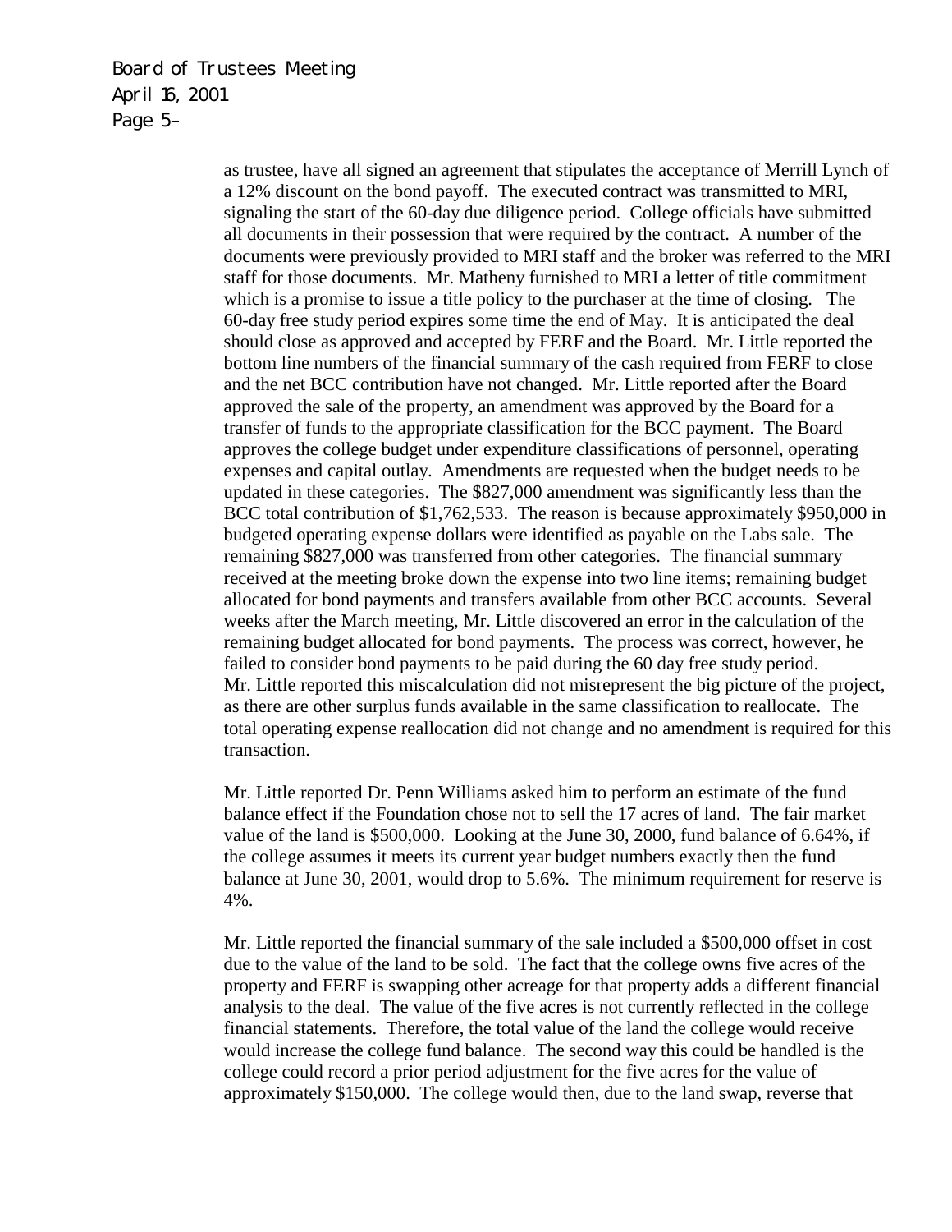as trustee, have all signed an agreement that stipulates the acceptance of Merrill Lynch of a 12% discount on the bond payoff. The executed contract was transmitted to MRI, signaling the start of the 60-day due diligence period. College officials have submitted all documents in their possession that were required by the contract. A number of the documents were previously provided to MRI staff and the broker was referred to the MRI staff for those documents. Mr. Matheny furnished to MRI a letter of title commitment which is a promise to issue a title policy to the purchaser at the time of closing. The 60-day free study period expires some time the end of May. It is anticipated the deal should close as approved and accepted by FERF and the Board. Mr. Little reported the bottom line numbers of the financial summary of the cash required from FERF to close and the net BCC contribution have not changed. Mr. Little reported after the Board approved the sale of the property, an amendment was approved by the Board for a transfer of funds to the appropriate classification for the BCC payment. The Board approves the college budget under expenditure classifications of personnel, operating expenses and capital outlay. Amendments are requested when the budget needs to be updated in these categories. The $827,000 amendment was significantly less than the BCC total contribution of $1,762,533. The reason is because approximately $950,000 in budgeted operating expense dollars were identified as payable on the Labs sale. The remaining $827,000 was transferred from other categories. The financial summary received at the meeting broke down the expense into two line items; remaining budget allocated for bond payments and transfers available from other BCC accounts. Several weeks after the March meeting, Mr. Little discovered an error in the calculation of the remaining budget allocated for bond payments. The process was correct, however, he failed to consider bond payments to be paid during the 60 day free study period. Mr. Little reported this miscalculation did not misrepresent the big picture of the project, as there are other surplus funds available in the same classification to reallocate. The total operating expense reallocation did not change and no amendment is required for this transaction.

Mr. Little reported Dr. Penn Williams asked him to perform an estimate of the fund balance effect if the Foundation chose not to sell the 17 acres of land. The fair market value of the land is $500,000. Looking at the June 30, 2000, fund balance of 6.64%, if the college assumes it meets its current year budget numbers exactly then the fund balance at June 30, 2001, would drop to 5.6%. The minimum requirement for reserve is 4%.

Mr. Little reported the financial summary of the sale included a $500,000 offset in cost due to the value of the land to be sold. The fact that the college owns five acres of the property and FERF is swapping other acreage for that property adds a different financial analysis to the deal. The value of the five acres is not currently reflected in the college financial statements. Therefore, the total value of the land the college would receive would increase the college fund balance. The second way this could be handled is the college could record a prior period adjustment for the five acres for the value of approximately $150,000. The college would then, due to the land swap, reverse that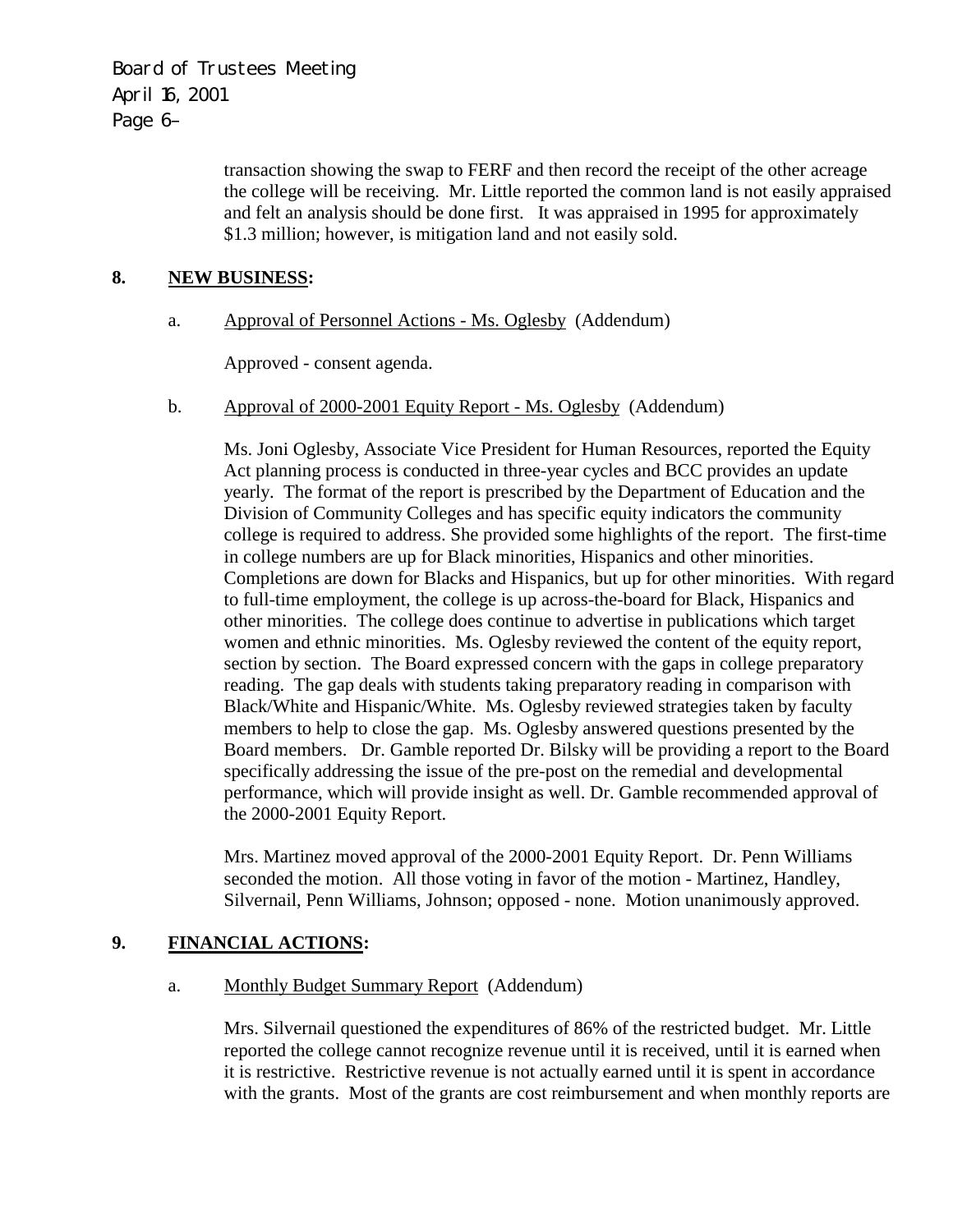transaction showing the swap to FERF and then record the receipt of the other acreage the college will be receiving. Mr. Little reported the common land is not easily appraised and felt an analysis should be done first. It was appraised in 1995 for approximately $1.3 million; however, is mitigation land and not easily sold.

**8. NEW BUSINESS:**

a. Approval of Personnel Actions - Ms. Oglesby (Addendum)

Approved - consent agenda.

b. Approval of 2000-2001 Equity Report - Ms. Oglesby (Addendum)

Ms. Joni Oglesby, Associate Vice President for Human Resources, reported the Equity Act planning process is conducted in three-year cycles and BCC provides an update yearly. The format of the report is prescribed by the Department of Education and the Division of Community Colleges and has specific equity indicators the community college is required to address. She provided some highlights of the report. The first-time in college numbers are up for Black minorities, Hispanics and other minorities. Completions are down for Blacks and Hispanics, but up for other minorities. With regard to full-time employment, the college is up across-the-board for Black, Hispanics and other minorities. The college does continue to advertise in publications which target women and ethnic minorities. Ms. Oglesby reviewed the content of the equity report, section by section. The Board expressed concern with the gaps in college preparatory reading. The gap deals with students taking preparatory reading in comparison with Black/White and Hispanic/White. Ms. Oglesby reviewed strategies taken by faculty members to help to close the gap. Ms. Oglesby answered questions presented by the Board members. Dr. Gamble reported Dr. Bilsky will be providing a report to the Board specifically addressing the issue of the pre-post on the remedial and developmental performance, which will provide insight as well. Dr. Gamble recommended approval of the 2000-2001 Equity Report.

Mrs. Martinez moved approval of the 2000-2001 Equity Report. Dr. Penn Williams seconded the motion. All those voting in favor of the motion - Martinez, Handley, Silvernail, Penn Williams, Johnson; opposed - none. Motion unanimously approved.

**9. FINANCIAL ACTIONS:**

a. Monthly Budget Summary Report (Addendum)

Mrs. Silvernail questioned the expenditures of 86% of the restricted budget. Mr. Little reported the college cannot recognize revenue until it is received, until it is earned when it is restrictive. Restrictive revenue is not actually earned until it is spent in accordance with the grants. Most of the grants are cost reimbursement and when monthly reports are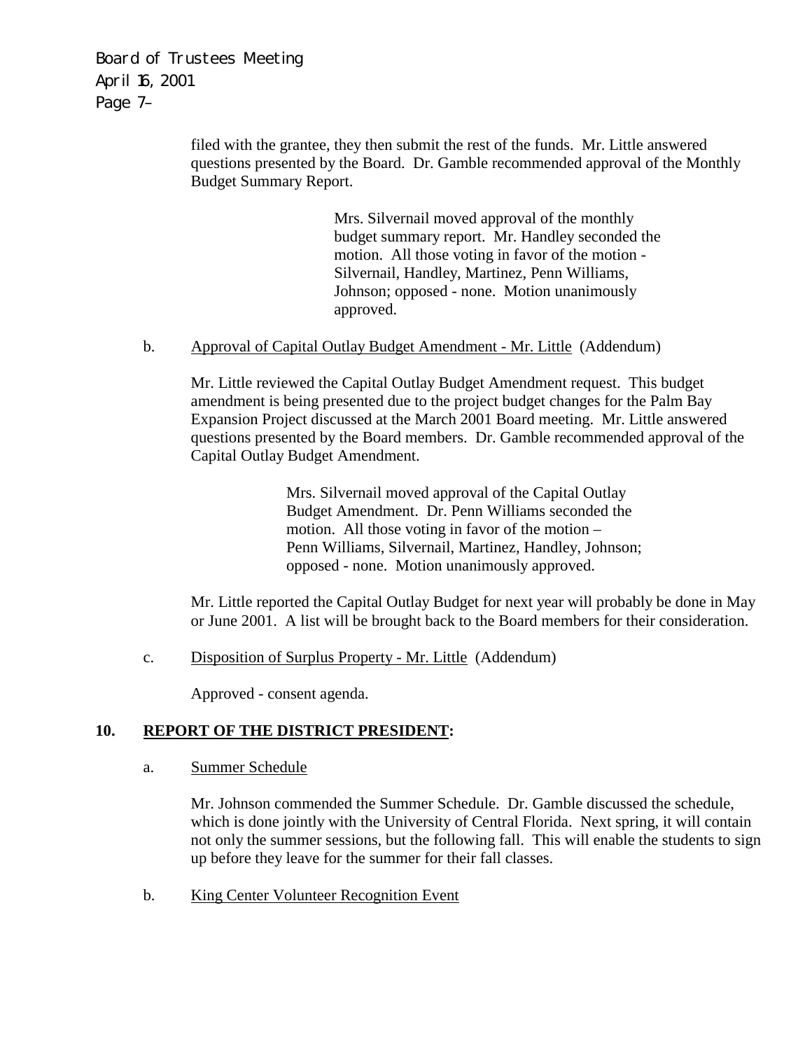filed with the grantee, they then submit the rest of the funds. Mr. Little answered questions presented by the Board. Dr. Gamble recommended approval of the Monthly Budget Summary Report.

> Mrs. Silvernail moved approval of the monthly budget summary report. Mr. Handley seconded the motion. All those voting in favor of the motion - Silvernail, Handley, Martinez, Penn Williams, Johnson; opposed - none. Motion unanimously approved.

b. <u>Approval of Capital Outlay Budget Amendment - Mr. Little</u> (Addendum)

Mr. Little reviewed the Capital Outlay Budget Amendment request. This budget amendment is being presented due to the project budget changes for the Palm Bay Expansion Project discussed at the March 2001 Board meeting. Mr. Little answered questions presented by the Board members. Dr. Gamble recommended approval of the Capital Outlay Budget Amendment.

> Mrs. Silvernail moved approval of the Capital Outlay Budget Amendment. Dr. Penn Williams seconded the motion. All those voting in favor of the motion – Penn Williams, Silvernail, Martinez, Handley, Johnson; opposed - none. Motion unanimously approved.

Mr. Little reported the Capital Outlay Budget for next year will probably be done in May or June 2001. A list will be brought back to the Board members for their consideration.

c. <u>Disposition of Surplus Property - Mr. Little</u> (Addendum)

Approved - consent agenda.

## 10. REPORT OF THE DISTRICT PRESIDENT:

a. <u>Summer Schedule</u>

Mr. Johnson commended the Summer Schedule. Dr. Gamble discussed the schedule, which is done jointly with the University of Central Florida. Next spring, it will contain not only the summer sessions, but the following fall. This will enable the students to sign up before they leave for the summer for their fall classes.

b. <u>King Center Volunteer Recognition Event</u>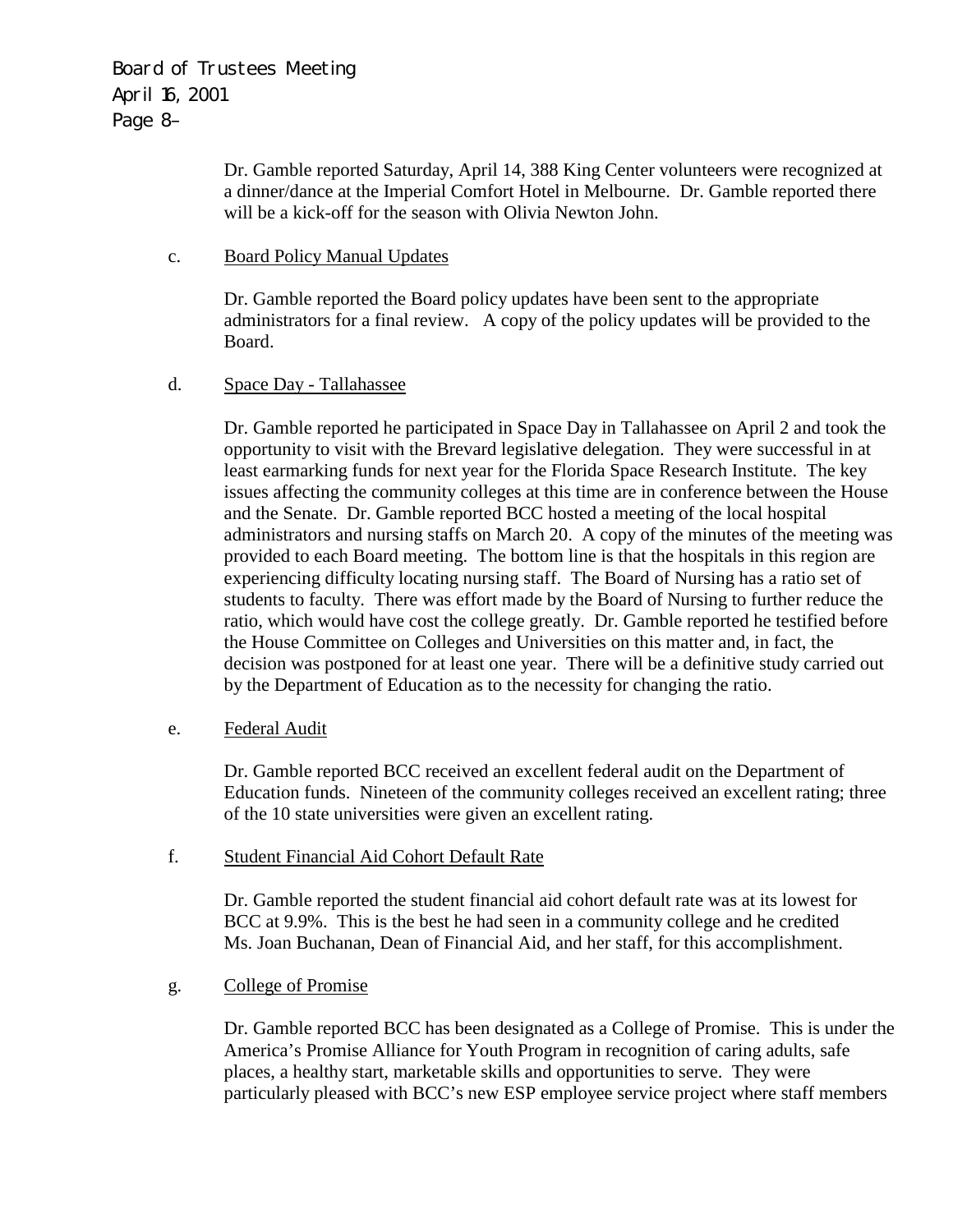Dr. Gamble reported Saturday, April 14, 388 King Center volunteers were recognized at a dinner/dance at the Imperial Comfort Hotel in Melbourne. Dr. Gamble reported there will be a kick-off for the season with Olivia Newton John.

c. Board Policy Manual Updates

Dr. Gamble reported the Board policy updates have been sent to the appropriate administrators for a final review. A copy of the policy updates will be provided to the Board.

d. Space Day - Tallahassee

Dr. Gamble reported he participated in Space Day in Tallahassee on April 2 and took the opportunity to visit with the Brevard legislative delegation. They were successful in at least earmarking funds for next year for the Florida Space Research Institute. The key issues affecting the community colleges at this time are in conference between the House and the Senate. Dr. Gamble reported BCC hosted a meeting of the local hospital administrators and nursing staffs on March 20. A copy of the minutes of the meeting was provided to each Board meeting. The bottom line is that the hospitals in this region are experiencing difficulty locating nursing staff. The Board of Nursing has a ratio set of students to faculty. There was effort made by the Board of Nursing to further reduce the ratio, which would have cost the college greatly. Dr. Gamble reported he testified before the House Committee on Colleges and Universities on this matter and, in fact, the decision was postponed for at least one year. There will be a definitive study carried out by the Department of Education as to the necessity for changing the ratio.

e. Federal Audit

Dr. Gamble reported BCC received an excellent federal audit on the Department of Education funds. Nineteen of the community colleges received an excellent rating; three of the 10 state universities were given an excellent rating.

f. Student Financial Aid Cohort Default Rate

Dr. Gamble reported the student financial aid cohort default rate was at its lowest for BCC at 9.9%. This is the best he had seen in a community college and he credited Ms. Joan Buchanan, Dean of Financial Aid, and her staff, for this accomplishment.

g. College of Promise

Dr. Gamble reported BCC has been designated as a College of Promise. This is under the America's Promise Alliance for Youth Program in recognition of caring adults, safe places, a healthy start, marketable skills and opportunities to serve. They were particularly pleased with BCC's new ESP employee service project where staff members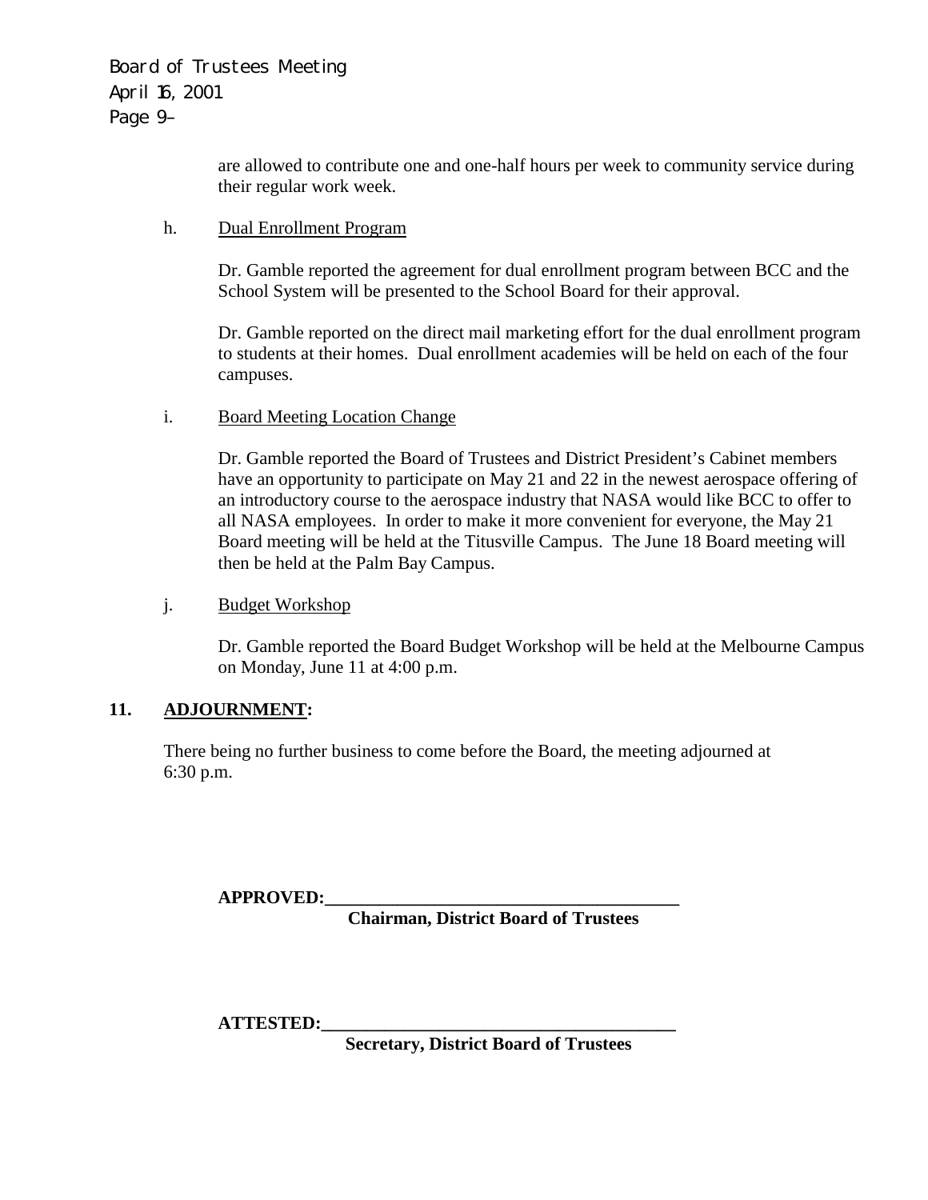are allowed to contribute one and one-half hours per week to community service during their regular work week.

h. Dual Enrollment Program

Dr. Gamble reported the agreement for dual enrollment program between BCC and the School System will be presented to the School Board for their approval.

Dr. Gamble reported on the direct mail marketing effort for the dual enrollment program to students at their homes. Dual enrollment academies will be held on each of the four campuses.

i. Board Meeting Location Change

Dr. Gamble reported the Board of Trustees and District President's Cabinet members have an opportunity to participate on May 21 and 22 in the newest aerospace offering of an introductory course to the aerospace industry that NASA would like BCC to offer to all NASA employees. In order to make it more convenient for everyone, the May 21 Board meeting will be held at the Titusville Campus. The June 18 Board meeting will then be held at the Palm Bay Campus.

j. Budget Workshop

Dr. Gamble reported the Board Budget Workshop will be held at the Melbourne Campus on Monday, June 11 at 4:00 p.m.

**11. ADJOURNMENT:**

There being no further business to come before the Board, the meeting adjourned at 6:30 p.m.

**APPROVED:\_\_\_\_\_\_\_\_\_\_\_\_\_\_\_\_\_\_\_\_\_\_\_\_\_\_\_\_\_\_\_\_\_\_\_\_\_\_\_\_**
**Chairman, District Board of Trustees**

**ATTESTED:\_\_\_\_\_\_\_\_\_\_\_\_\_\_\_\_\_\_\_\_\_\_\_\_\_\_\_\_\_\_\_\_\_\_\_\_\_\_\_\_**
**Secretary, District Board of Trustees**